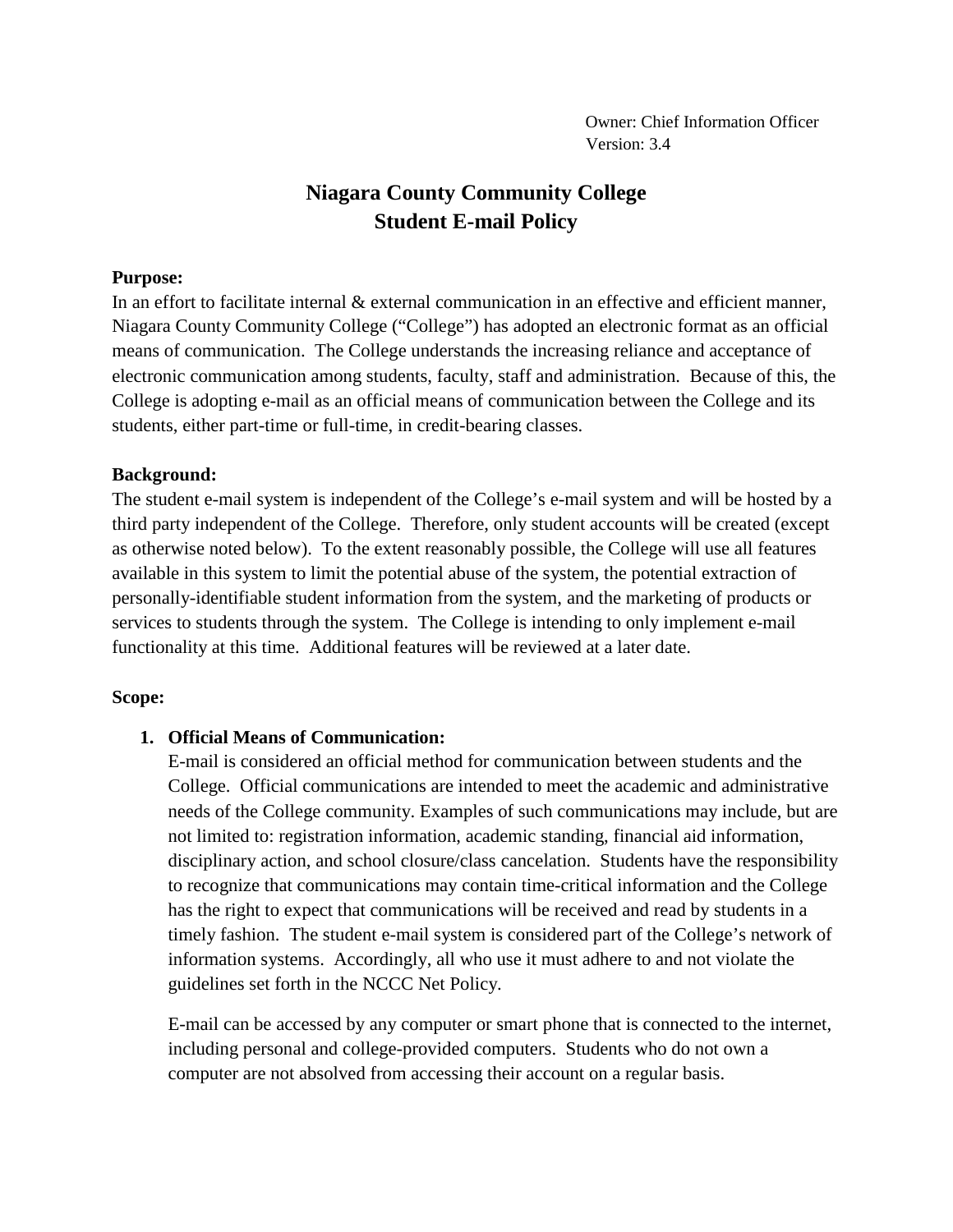Owner: Chief Information Officer
Version: 3.4

# Niagara County Community College
# Student E-mail Policy

**Purpose:**
In an effort to facilitate internal & external communication in an effective and efficient manner, Niagara County Community College ("College") has adopted an electronic format as an official means of communication. The College understands the increasing reliance and acceptance of electronic communication among students, faculty, staff and administration. Because of this, the College is adopting e-mail as an official means of communication between the College and its students, either part-time or full-time, in credit-bearing classes.

**Background:**
The student e-mail system is independent of the College's e-mail system and will be hosted by a third party independent of the College. Therefore, only student accounts will be created (except as otherwise noted below). To the extent reasonably possible, the College will use all features available in this system to limit the potential abuse of the system, the potential extraction of personally-identifiable student information from the system, and the marketing of products or services to students through the system. The College is intending to only implement e-mail functionality at this time. Additional features will be reviewed at a later date.

**Scope:**

1. **Official Means of Communication:**
   E-mail is considered an official method for communication between students and the College. Official communications are intended to meet the academic and administrative needs of the College community. Examples of such communications may include, but are not limited to: registration information, academic standing, financial aid information, disciplinary action, and school closure/class cancelation. Students have the responsibility to recognize that communications may contain time-critical information and the College has the right to expect that communications will be received and read by students in a timely fashion. The student e-mail system is considered part of the College's network of information systems. Accordingly, all who use it must adhere to and not violate the guidelines set forth in the NCCC Net Policy.

   E-mail can be accessed by any computer or smart phone that is connected to the internet, including personal and college-provided computers. Students who do not own a computer are not absolved from accessing their account on a regular basis.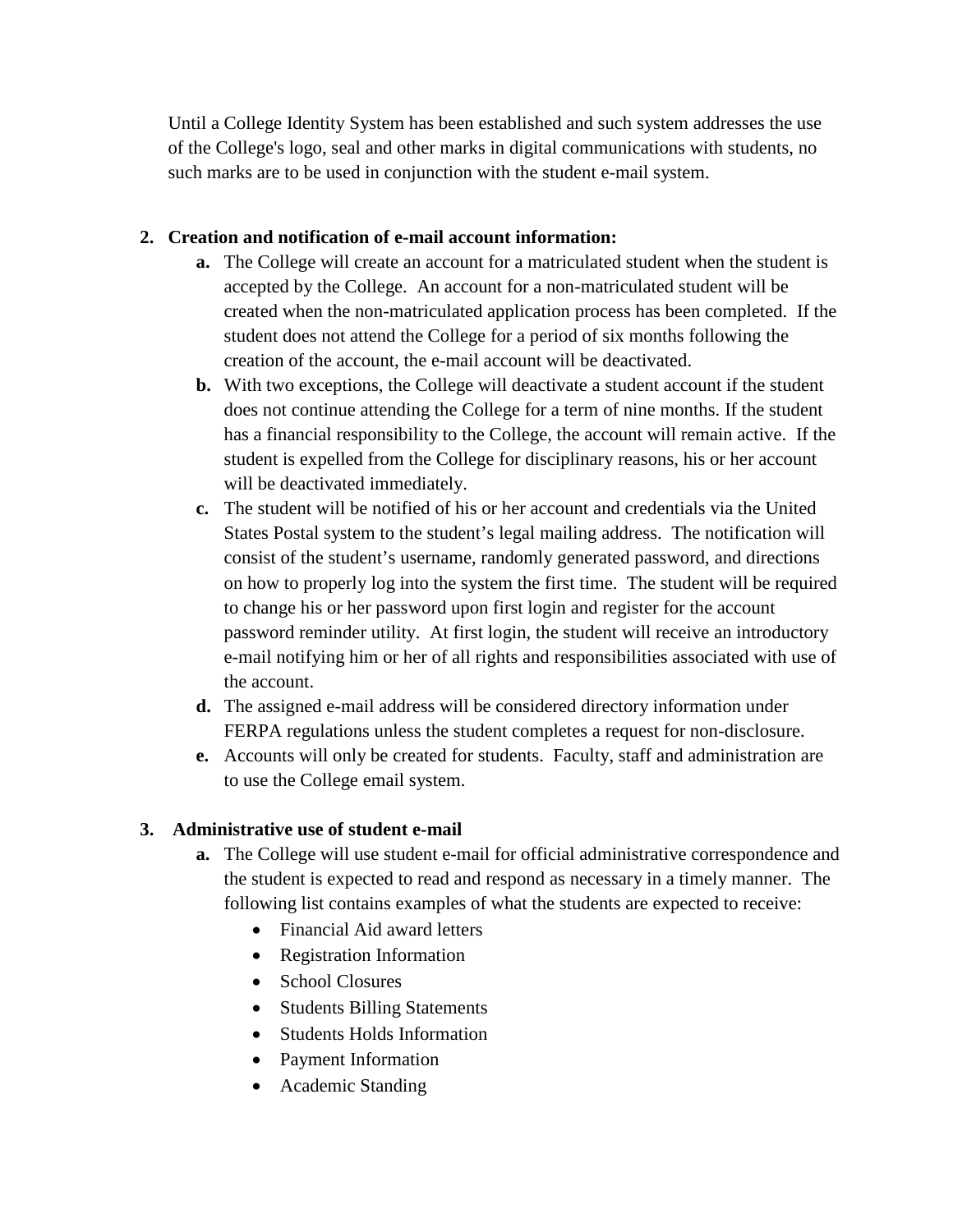Until a College Identity System has been established and such system addresses the use of the College's logo, seal and other marks in digital communications with students, no such marks are to be used in conjunction with the student e-mail system.

2. **Creation and notification of e-mail account information:**
   - **a.** The College will create an account for a matriculated student when the student is accepted by the College. An account for a non-matriculated student will be created when the non-matriculated application process has been completed. If the student does not attend the College for a period of six months following the creation of the account, the e-mail account will be deactivated.
   - **b.** With two exceptions, the College will deactivate a student account if the student does not continue attending the College for a term of nine months. If the student has a financial responsibility to the College, the account will remain active. If the student is expelled from the College for disciplinary reasons, his or her account will be deactivated immediately.
   - **c.** The student will be notified of his or her account and credentials via the United States Postal system to the student's legal mailing address. The notification will consist of the student's username, randomly generated password, and directions on how to properly log into the system the first time. The student will be required to change his or her password upon first login and register for the account password reminder utility. At first login, the student will receive an introductory e-mail notifying him or her of all rights and responsibilities associated with use of the account.
   - **d.** The assigned e-mail address will be considered directory information under FERPA regulations unless the student completes a request for non-disclosure.
   - **e.** Accounts will only be created for students. Faculty, staff and administration are to use the College email system.

3. **Administrative use of student e-mail**
   - **a.** The College will use student e-mail for official administrative correspondence and the student is expected to read and respond as necessary in a timely manner. The following list contains examples of what the students are expected to receive:
     - Financial Aid award letters
     - Registration Information
     - School Closures
     - Students Billing Statements
     - Students Holds Information
     - Payment Information
     - Academic Standing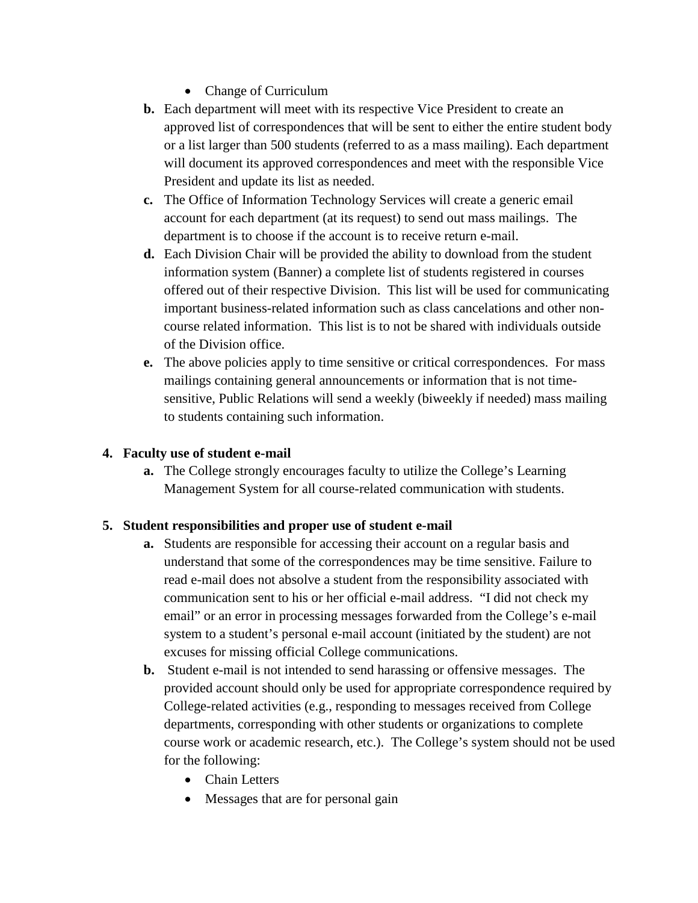- Change of Curriculum

**b.** Each department will meet with its respective Vice President to create an approved list of correspondences that will be sent to either the entire student body or a list larger than 500 students (referred to as a mass mailing). Each department will document its approved correspondences and meet with the responsible Vice President and update its list as needed.

**c.** The Office of Information Technology Services will create a generic email account for each department (at its request) to send out mass mailings. The department is to choose if the account is to receive return e-mail.

**d.** Each Division Chair will be provided the ability to download from the student information system (Banner) a complete list of students registered in courses offered out of their respective Division. This list will be used for communicating important business-related information such as class cancelations and other non-course related information. This list is to not be shared with individuals outside of the Division office.

**e.** The above policies apply to time sensitive or critical correspondences. For mass mailings containing general announcements or information that is not time-sensitive, Public Relations will send a weekly (biweekly if needed) mass mailing to students containing such information.

**4. Faculty use of student e-mail**

**a.** The College strongly encourages faculty to utilize the College's Learning Management System for all course-related communication with students.

**5. Student responsibilities and proper use of student e-mail**

**a.** Students are responsible for accessing their account on a regular basis and understand that some of the correspondences may be time sensitive. Failure to read e-mail does not absolve a student from the responsibility associated with communication sent to his or her official e-mail address. "I did not check my email" or an error in processing messages forwarded from the College's e-mail system to a student's personal e-mail account (initiated by the student) are not excuses for missing official College communications.

**b.** Student e-mail is not intended to send harassing or offensive messages. The provided account should only be used for appropriate correspondence required by College-related activities (e.g., responding to messages received from College departments, corresponding with other students or organizations to complete course work or academic research, etc.). The College's system should not be used for the following:

- Chain Letters
- Messages that are for personal gain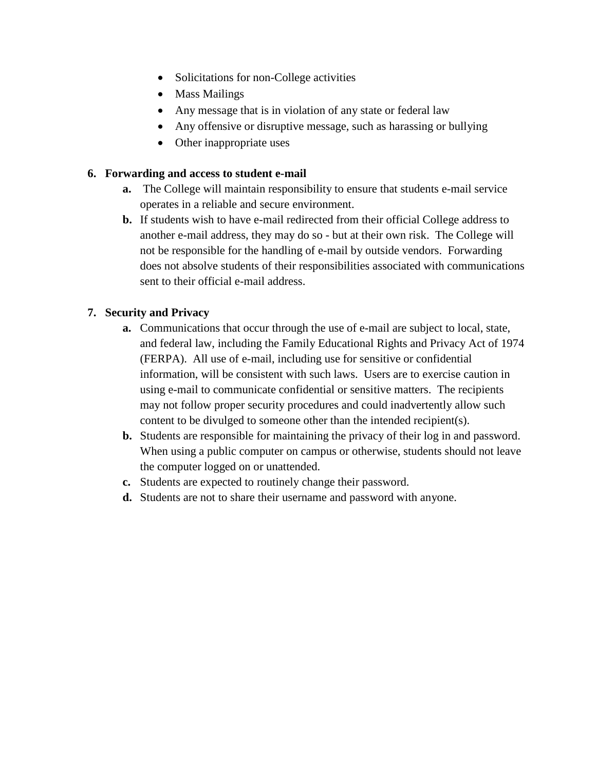- Solicitations for non-College activities
- Mass Mailings
- Any message that is in violation of any state or federal law
- Any offensive or disruptive message, such as harassing or bullying
- Other inappropriate uses

**6. Forwarding and access to student e-mail**

   **a.** The College will maintain responsibility to ensure that students e-mail service operates in a reliable and secure environment.

   **b.** If students wish to have e-mail redirected from their official College address to another e-mail address, they may do so - but at their own risk. The College will not be responsible for the handling of e-mail by outside vendors. Forwarding does not absolve students of their responsibilities associated with communications sent to their official e-mail address.

**7. Security and Privacy**

   **a.** Communications that occur through the use of e-mail are subject to local, state, and federal law, including the Family Educational Rights and Privacy Act of 1974 (FERPA). All use of e-mail, including use for sensitive or confidential information, will be consistent with such laws. Users are to exercise caution in using e-mail to communicate confidential or sensitive matters. The recipients may not follow proper security procedures and could inadvertently allow such content to be divulged to someone other than the intended recipient(s).

   **b.** Students are responsible for maintaining the privacy of their log in and password. When using a public computer on campus or otherwise, students should not leave the computer logged on or unattended.

   **c.** Students are expected to routinely change their password.

   **d.** Students are not to share their username and password with anyone.